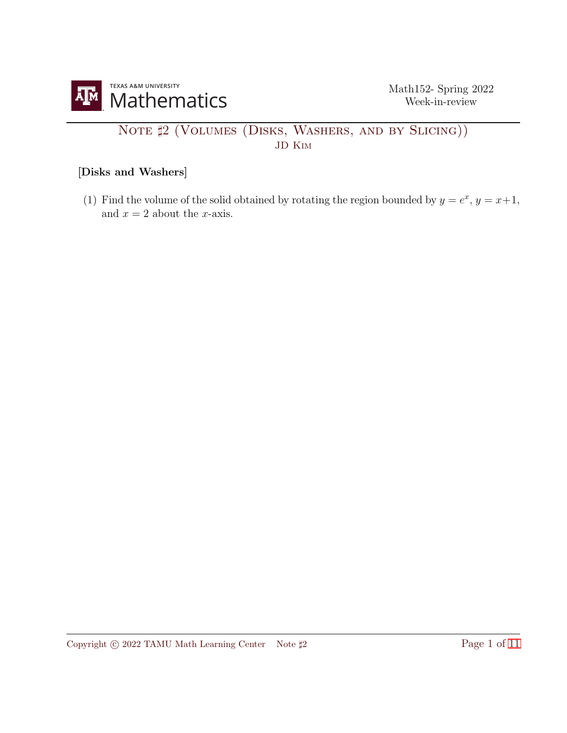Math152- Spring 2022
Week-in-review

# Note ♯2 (Volumes (Disks, Washers, and by Slicing))

JD Kim

**[Disks and Washers]**

(1) Find the volume of the solid obtained by rotating the region bounded by $y = e^x$, $y = x+1$, and $x = 2$ about the $x$-axis.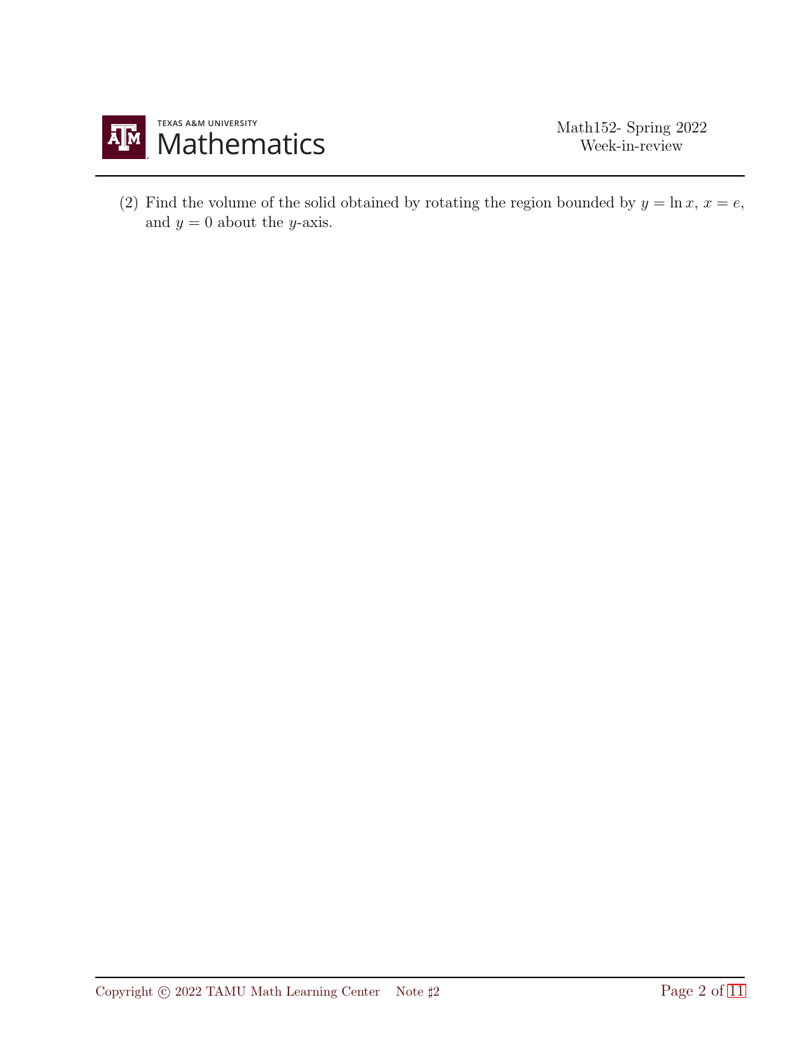(2) Find the volume of the solid obtained by rotating the region bounded by $y = \ln x$, $x = e$, and $y = 0$ about the $y$-axis.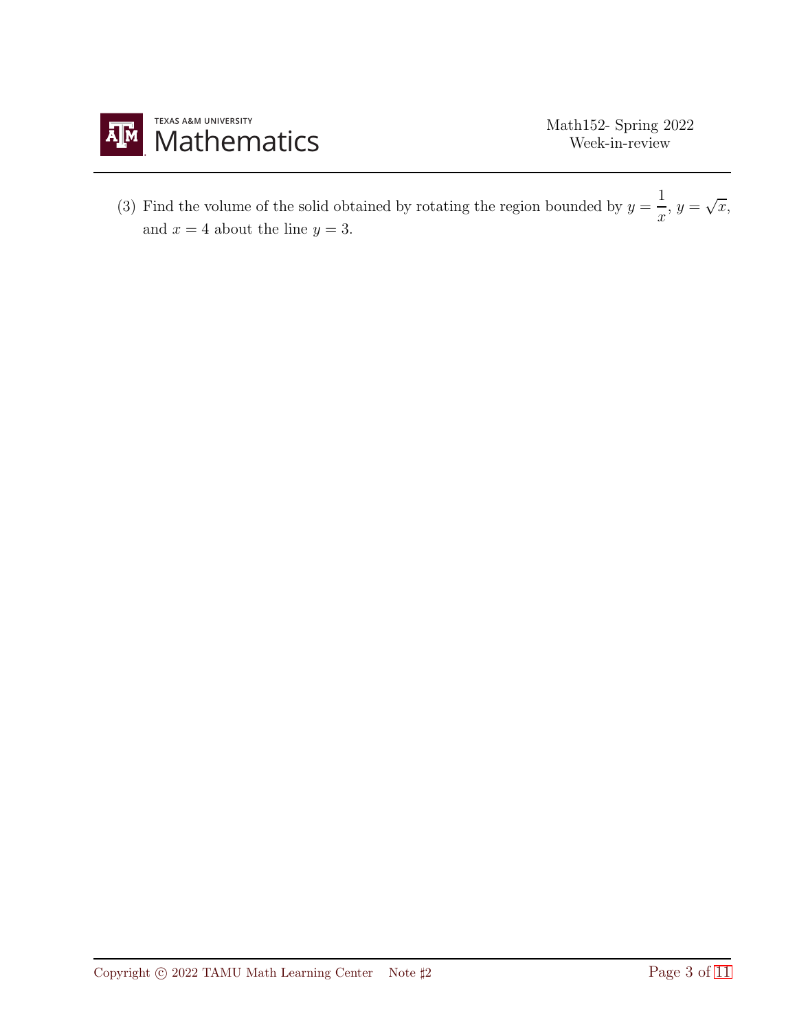(3) Find the volume of the solid obtained by rotating the region bounded by $y = \dfrac{1}{x}$, $y = \sqrt{x}$, and $x = 4$ about the line $y = 3$.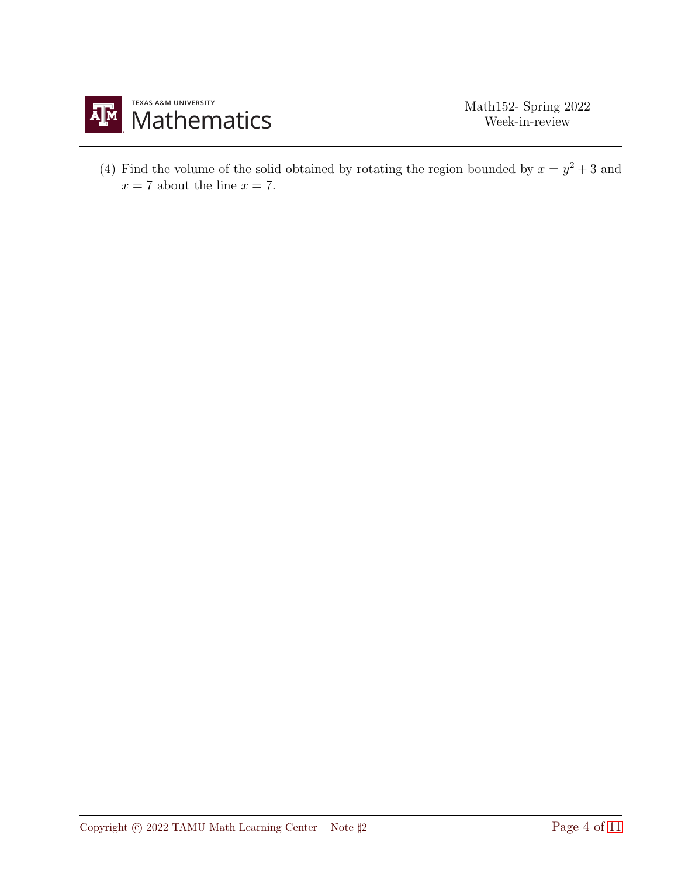(4) Find the volume of the solid obtained by rotating the region bounded by $x = y^2 + 3$ and $x = 7$ about the line $x = 7$.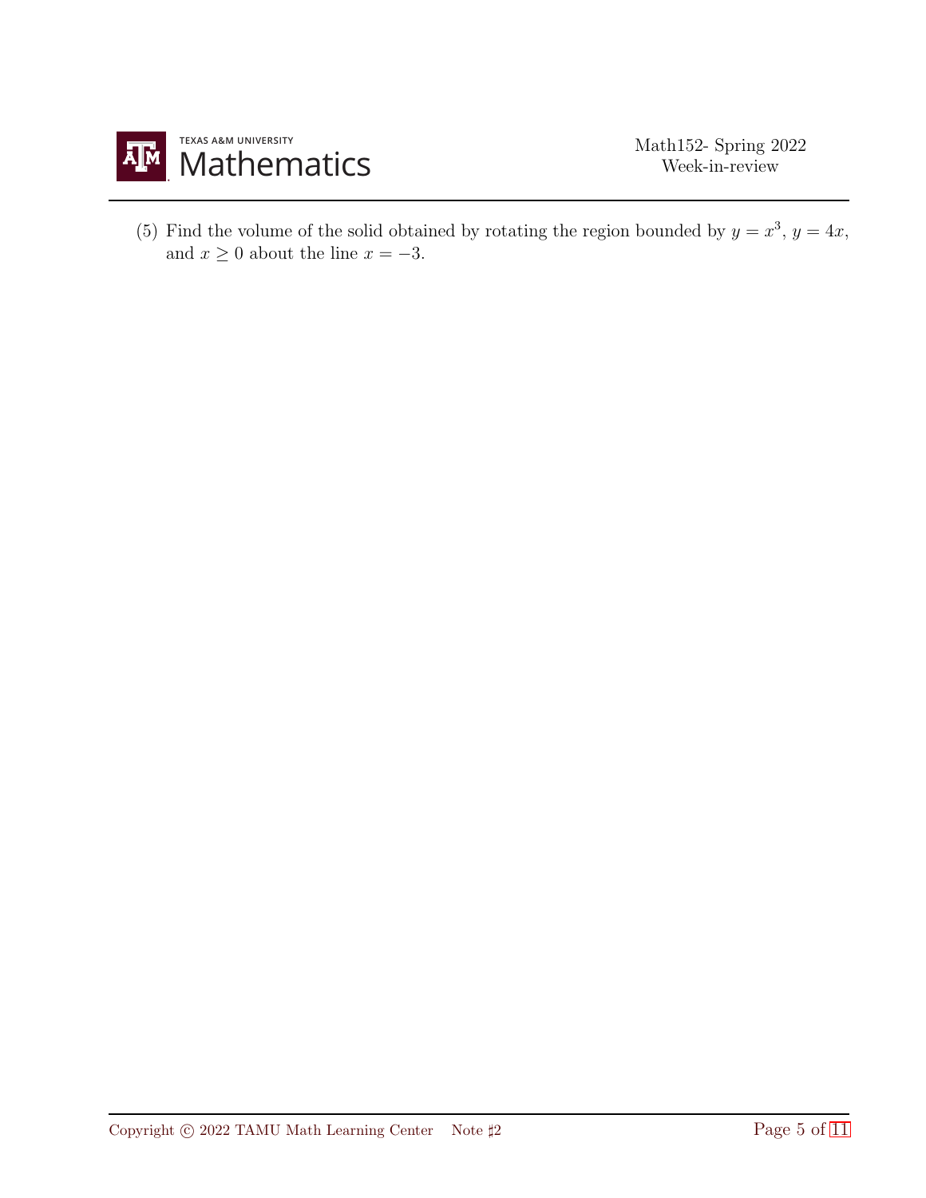(5) Find the volume of the solid obtained by rotating the region bounded by $y = x^3$, $y = 4x$, and $x \geq 0$ about the line $x = -3$.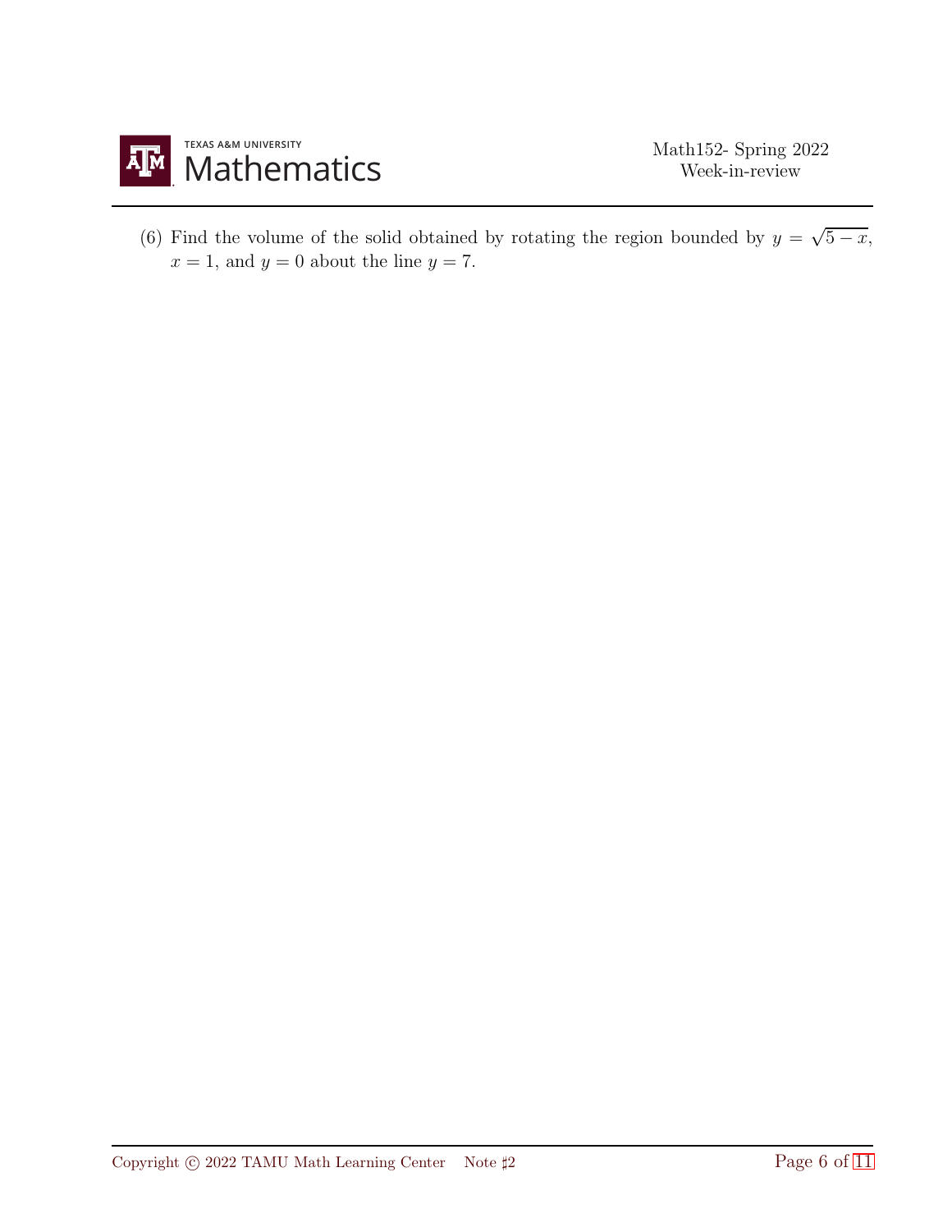(6) Find the volume of the solid obtained by rotating the region bounded by $y = \sqrt{5 - x}$, $x = 1$, and $y = 0$ about the line $y = 7$.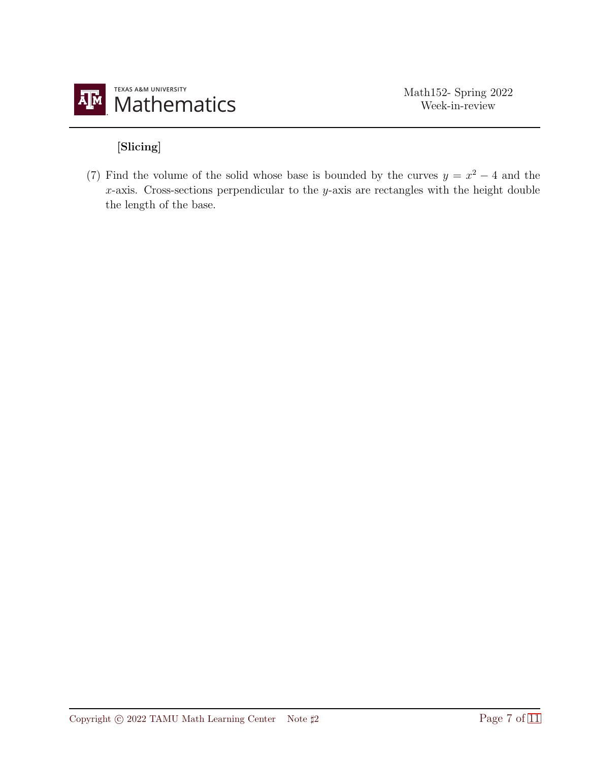[**Slicing**]

(7) Find the volume of the solid whose base is bounded by the curves $y = x^2 - 4$ and the $x$-axis. Cross-sections perpendicular to the $y$-axis are rectangles with the height double the length of the base.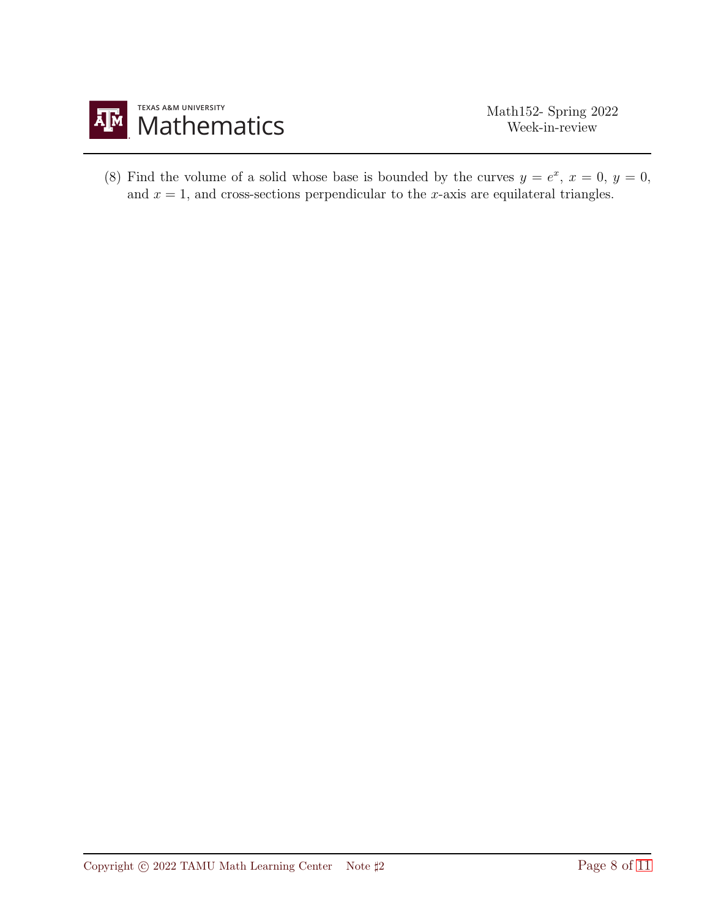(8) Find the volume of a solid whose base is bounded by the curves $y = e^x$, $x = 0$, $y = 0$, and $x = 1$, and cross-sections perpendicular to the $x$-axis are equilateral triangles.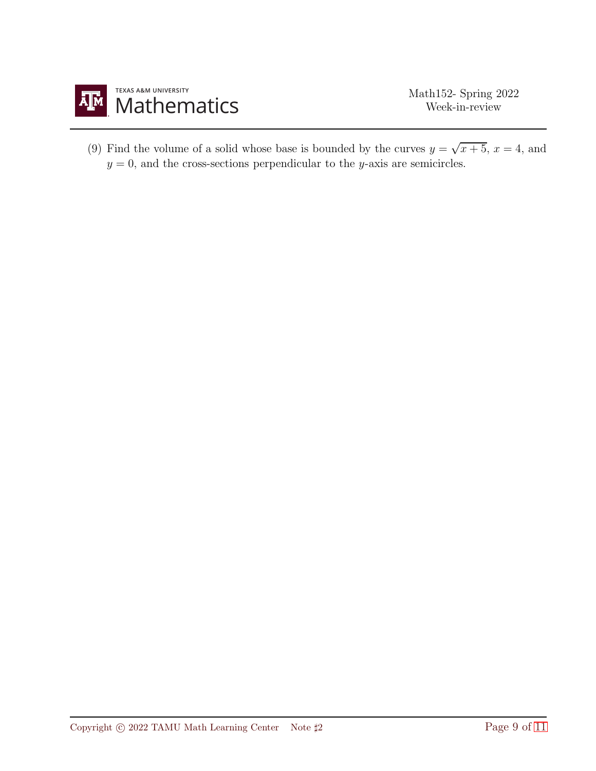(9) Find the volume of a solid whose base is bounded by the curves $y = \sqrt{x+5}$, $x = 4$, and $y = 0$, and the cross-sections perpendicular to the $y$-axis are semicircles.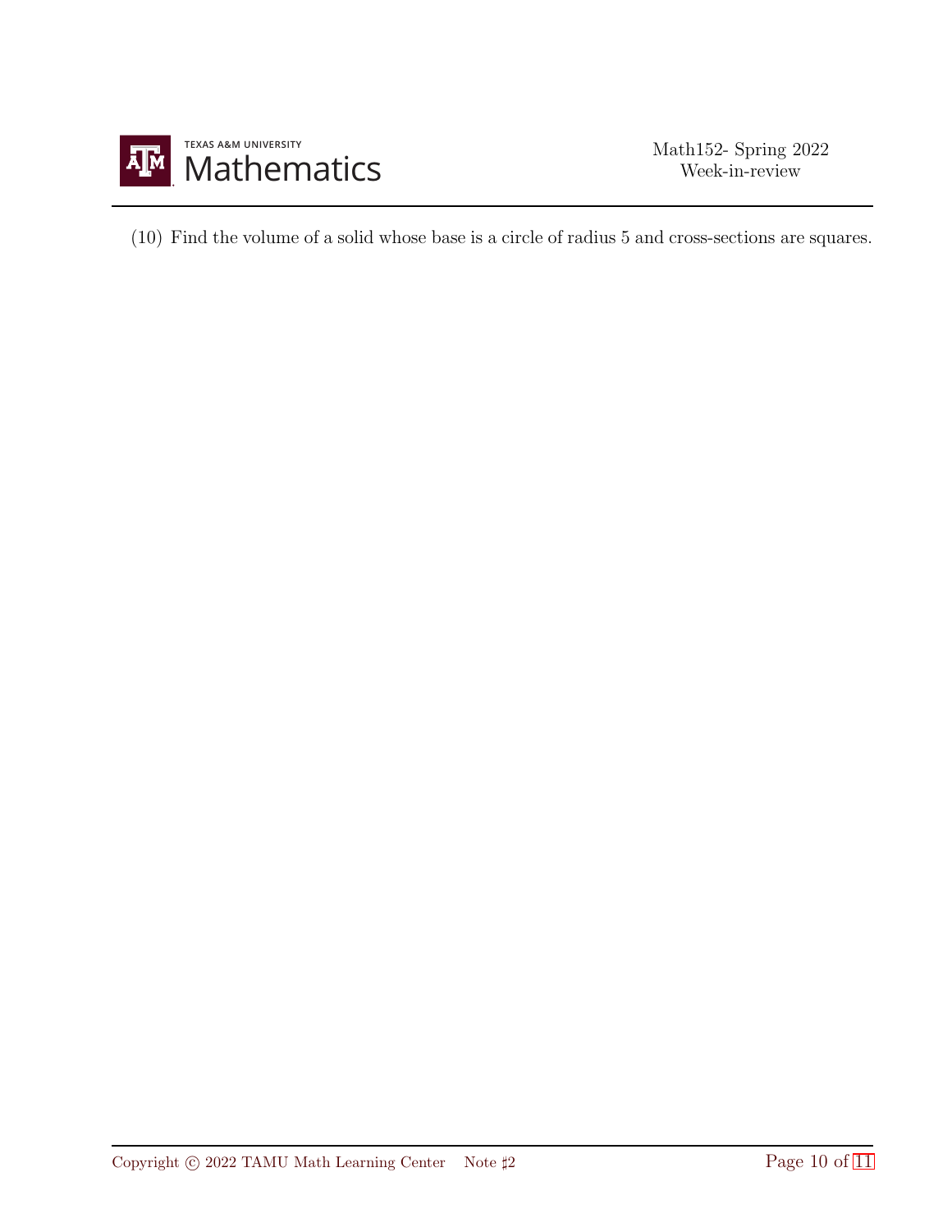(10) Find the volume of a solid whose base is a circle of radius 5 and cross-sections are squares.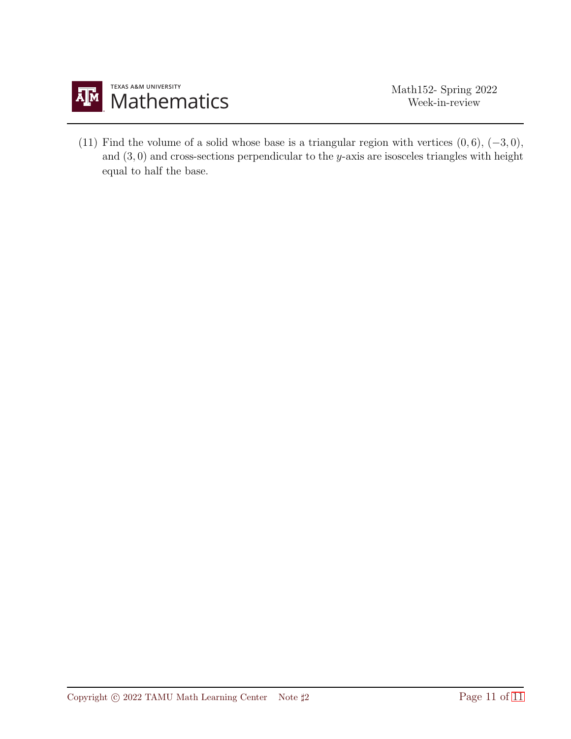(11) Find the volume of a solid whose base is a triangular region with vertices $(0, 6)$, $(-3, 0)$, and $(3, 0)$ and cross-sections perpendicular to the $y$-axis are isosceles triangles with height equal to half the base.